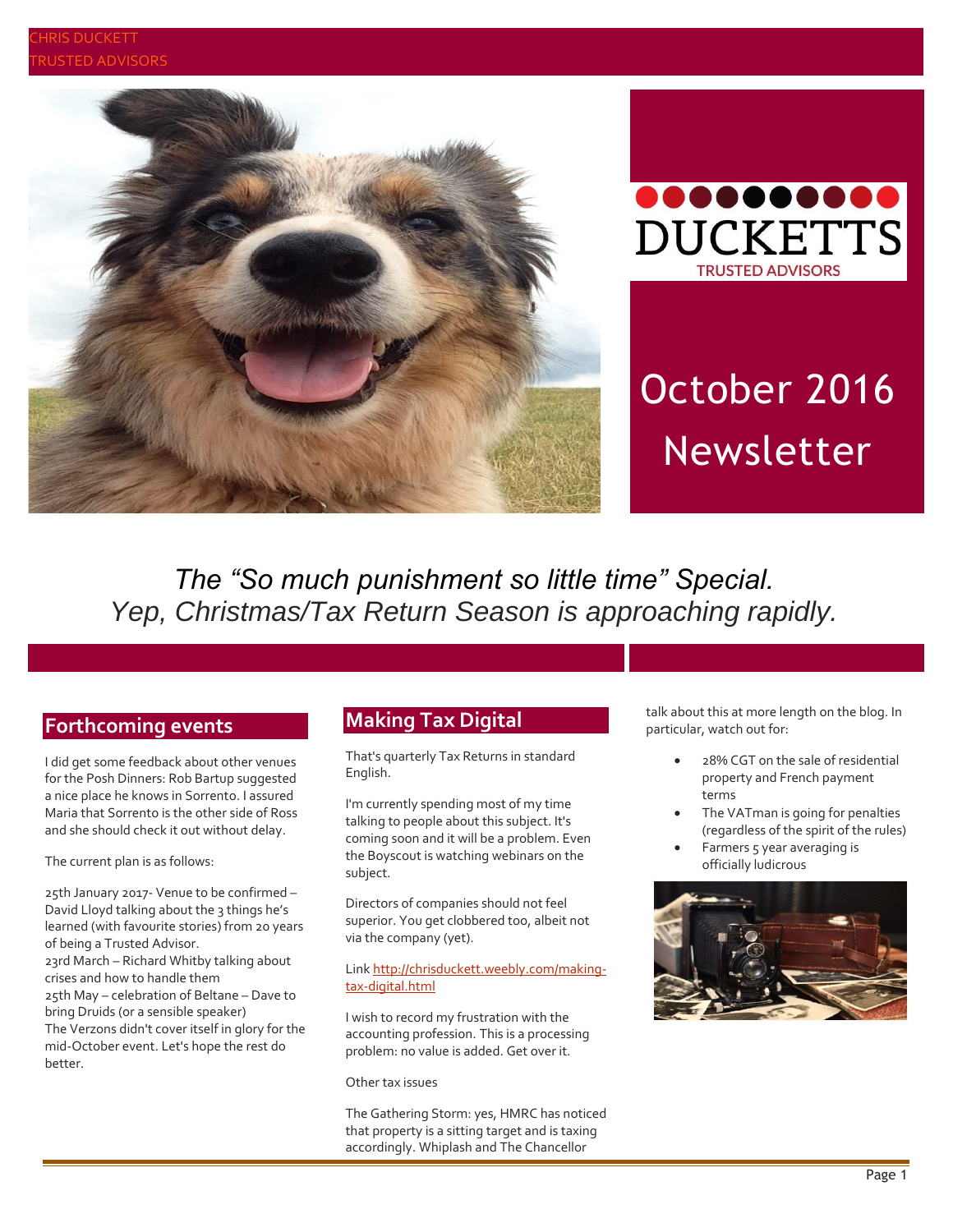CHRIS DUCKETT
TRUSTED ADVISORS

DUCKETTS
TRUSTED ADVISORS

# October 2016 Newsletter

*The "So much punishment so little time" Special.*
*Yep, Christmas/Tax Return Season is approaching rapidly.*

## Forthcoming events

I did get some feedback about other venues for the Posh Dinners: Rob Bartup suggested a nice place he knows in Sorrento. I assured Maria that Sorrento is the other side of Ross and she should check it out without delay.

The current plan is as follows:

25th January 2017- Venue to be confirmed – David Lloyd talking about the 3 things he's learned (with favourite stories) from 20 years of being a Trusted Advisor.
23rd March – Richard Whitby talking about crises and how to handle them
25th May – celebration of Beltane – Dave to bring Druids (or a sensible speaker)
The Verzons didn't cover itself in glory for the mid-October event. Let's hope the rest do better.

## Making Tax Digital

That's quarterly Tax Returns in standard English.

I'm currently spending most of my time talking to people about this subject. It's coming soon and it will be a problem. Even the Boyscout is watching webinars on the subject.

Directors of companies should not feel superior. You get clobbered too, albeit not via the company (yet).

Link http://chrisduckett.weebly.com/making-tax-digital.html

I wish to record my frustration with the accounting profession. This is a processing problem: no value is added. Get over it.

Other tax issues

The Gathering Storm: yes, HMRC has noticed that property is a sitting target and is taxing accordingly. Whiplash and The Chancellor talk about this at more length on the blog. In particular, watch out for:

- 28% CGT on the sale of residential property and French payment terms
- The VATman is going for penalties (regardless of the spirit of the rules)
- Farmers 5 year averaging is officially ludicrous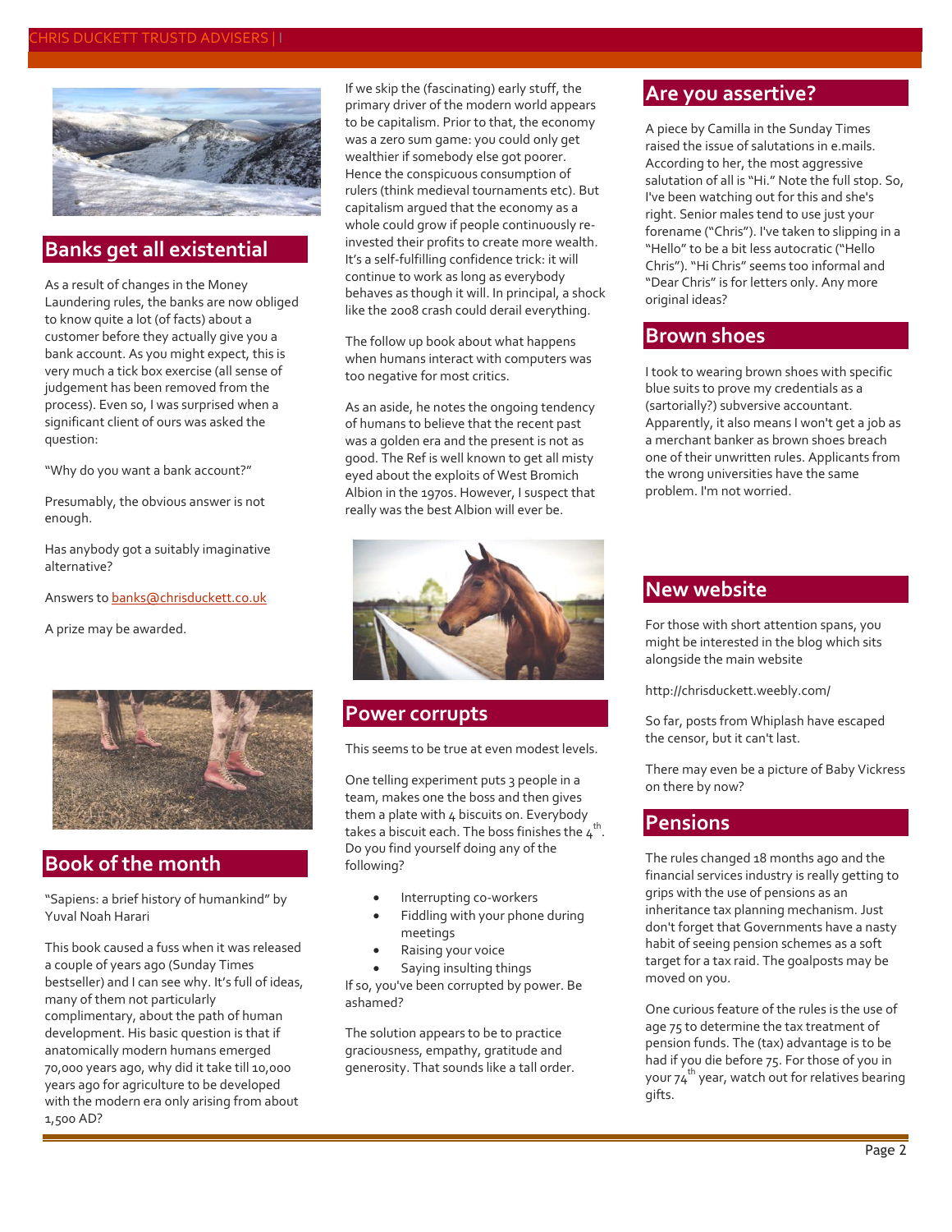## Banks get all existential

As a result of changes in the Money Laundering rules, the banks are now obliged to know quite a lot (of facts) about a customer before they actually give you a bank account. As you might expect, this is very much a tick box exercise (all sense of judgement has been removed from the process). Even so, I was surprised when a significant client of ours was asked the question:

"Why do you want a bank account?"

Presumably, the obvious answer is not enough.

Has anybody got a suitably imaginative alternative?

Answers to banks@chrisduckett.co.uk

A prize may be awarded.

## Book of the month

"Sapiens: a brief history of humankind" by Yuval Noah Harari

This book caused a fuss when it was released a couple of years ago (Sunday Times bestseller) and I can see why. It's full of ideas, many of them not particularly complimentary, about the path of human development. His basic question is that if anatomically modern humans emerged 70,000 years ago, why did it take till 10,000 years ago for agriculture to be developed with the modern era only arising from about 1,500 AD?

If we skip the (fascinating) early stuff, the primary driver of the modern world appears to be capitalism. Prior to that, the economy was a zero sum game: you could only get wealthier if somebody else got poorer. Hence the conspicuous consumption of rulers (think medieval tournaments etc). But capitalism argued that the economy as a whole could grow if people continuously re-invested their profits to create more wealth. It's a self-fulfilling confidence trick: it will continue to work as long as everybody behaves as though it will. In principal, a shock like the 2008 crash could derail everything.

The follow up book about what happens when humans interact with computers was too negative for most critics.

As an aside, he notes the ongoing tendency of humans to believe that the recent past was a golden era and the present is not as good. The Ref is well known to get all misty eyed about the exploits of West Bromich Albion in the 1970s. However, I suspect that really was the best Albion will ever be.

## Power corrupts

This seems to be true at even modest levels.

One telling experiment puts 3 people in a team, makes one the boss and then gives them a plate with 4 biscuits on. Everybody takes a biscuit each. The boss finishes the 4th. Do you find yourself doing any of the following?

- Interrupting co-workers
- Fiddling with your phone during meetings
- Raising your voice
- Saying insulting things

If so, you've been corrupted by power. Be ashamed?

The solution appears to be to practice graciousness, empathy, gratitude and generosity. That sounds like a tall order.

## Are you assertive?

A piece by Camilla in the Sunday Times raised the issue of salutations in e.mails. According to her, the most aggressive salutation of all is "Hi." Note the full stop. So, I've been watching out for this and she's right. Senior males tend to use just your forename ("Chris"). I've taken to slipping in a "Hello" to be a bit less autocratic ("Hello Chris"). "Hi Chris" seems too informal and "Dear Chris" is for letters only. Any more original ideas?

## Brown shoes

I took to wearing brown shoes with specific blue suits to prove my credentials as a (sartorially?) subversive accountant. Apparently, it also means I won't get a job as a merchant banker as brown shoes breach one of their unwritten rules. Applicants from the wrong universities have the same problem. I'm not worried.

## New website

For those with short attention spans, you might be interested in the blog which sits alongside the main website

http://chrisduckett.weebly.com/

So far, posts from Whiplash have escaped the censor, but it can't last.

There may even be a picture of Baby Vickress on there by now?

## Pensions

The rules changed 18 months ago and the financial services industry is really getting to grips with the use of pensions as an inheritance tax planning mechanism. Just don't forget that Governments have a nasty habit of seeing pension schemes as a soft target for a tax raid. The goalposts may be moved on you.

One curious feature of the rules is the use of age 75 to determine the tax treatment of pension funds. The (tax) advantage is to be had if you die before 75. For those of you in your 74th year, watch out for relatives bearing gifts.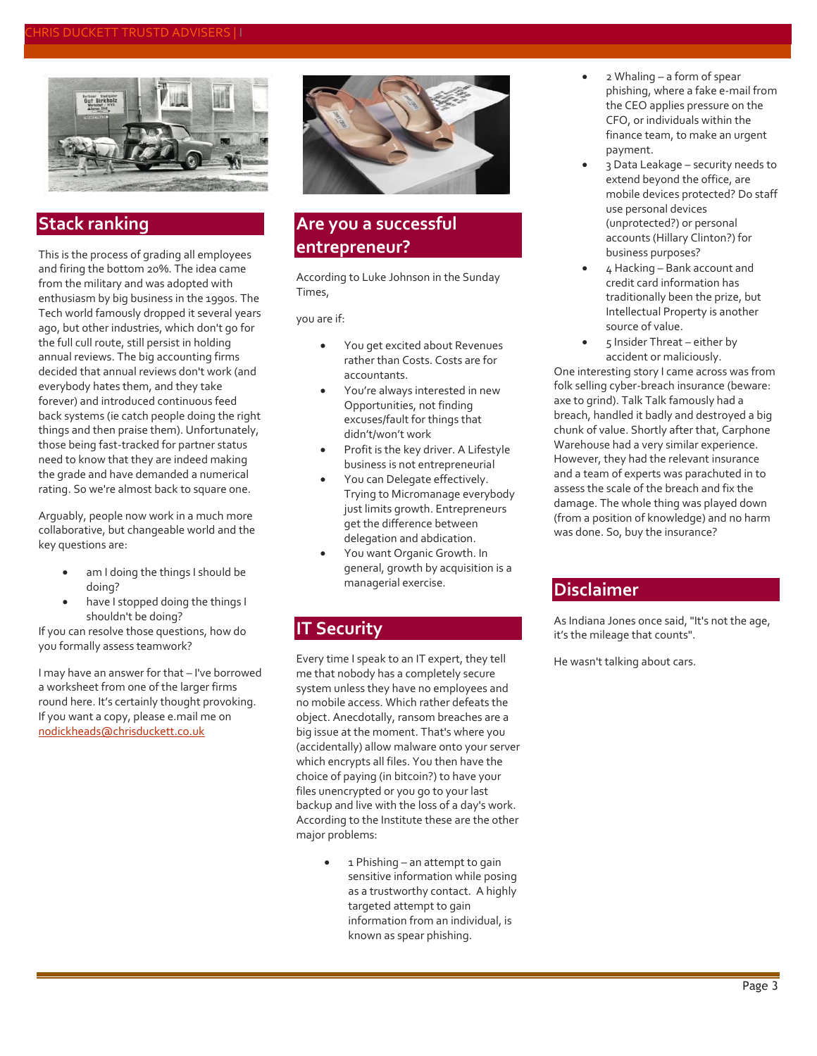## Stack ranking

This is the process of grading all employees and firing the bottom 20%. The idea came from the military and was adopted with enthusiasm by big business in the 1990s. The Tech world famously dropped it several years ago, but other industries, which don't go for the full cull route, still persist in holding annual reviews. The big accounting firms decided that annual reviews don't work (and everybody hates them, and they take forever) and introduced continuous feed back systems (ie catch people doing the right things and then praise them). Unfortunately, those being fast-tracked for partner status need to know that they are indeed making the grade and have demanded a numerical rating. So we're almost back to square one.

Arguably, people now work in a much more collaborative, but changeable world and the key questions are:

- am I doing the things I should be doing?
- have I stopped doing the things I shouldn't be doing?

If you can resolve those questions, how do you formally assess teamwork?

I may have an answer for that – I've borrowed a worksheet from one of the larger firms round here. It's certainly thought provoking. If you want a copy, please e.mail me on nodickheads@chrisduckett.co.uk

## Are you a successful entrepreneur?

According to Luke Johnson in the Sunday Times,

you are if:

- You get excited about Revenues rather than Costs. Costs are for accountants.
- You're always interested in new Opportunities, not finding excuses/fault for things that didn't/won't work
- Profit is the key driver. A Lifestyle business is not entrepreneurial
- You can Delegate effectively. Trying to Micromanage everybody just limits growth. Entrepreneurs get the difference between delegation and abdication.
- You want Organic Growth. In general, growth by acquisition is a managerial exercise.

## IT Security

Every time I speak to an IT expert, they tell me that nobody has a completely secure system unless they have no employees and no mobile access. Which rather defeats the object. Anecdotally, ransom breaches are a big issue at the moment. That's where you (accidentally) allow malware onto your server which encrypts all files. You then have the choice of paying (in bitcoin?) to have your files unencrypted or you go to your last backup and live with the loss of a day's work. According to the Institute these are the other major problems:

- 1 Phishing – an attempt to gain sensitive information while posing as a trustworthy contact. A highly targeted attempt to gain information from an individual, is known as spear phishing.
- 2 Whaling – a form of spear phishing, where a fake e-mail from the CEO applies pressure on the CFO, or individuals within the finance team, to make an urgent payment.
- 3 Data Leakage – security needs to extend beyond the office, are mobile devices protected? Do staff use personal devices (unprotected?) or personal accounts (Hillary Clinton?) for business purposes?
- 4 Hacking – Bank account and credit card information has traditionally been the prize, but Intellectual Property is another source of value.
- 5 Insider Threat – either by accident or maliciously.

One interesting story I came across was from folk selling cyber-breach insurance (beware: axe to grind). Talk Talk famously had a breach, handled it badly and destroyed a big chunk of value. Shortly after that, Carphone Warehouse had a very similar experience. However, they had the relevant insurance and a team of experts was parachuted in to assess the scale of the breach and fix the damage. The whole thing was played down (from a position of knowledge) and no harm was done. So, buy the insurance?

## Disclaimer

As Indiana Jones once said, "It's not the age, it's the mileage that counts".

He wasn't talking about cars.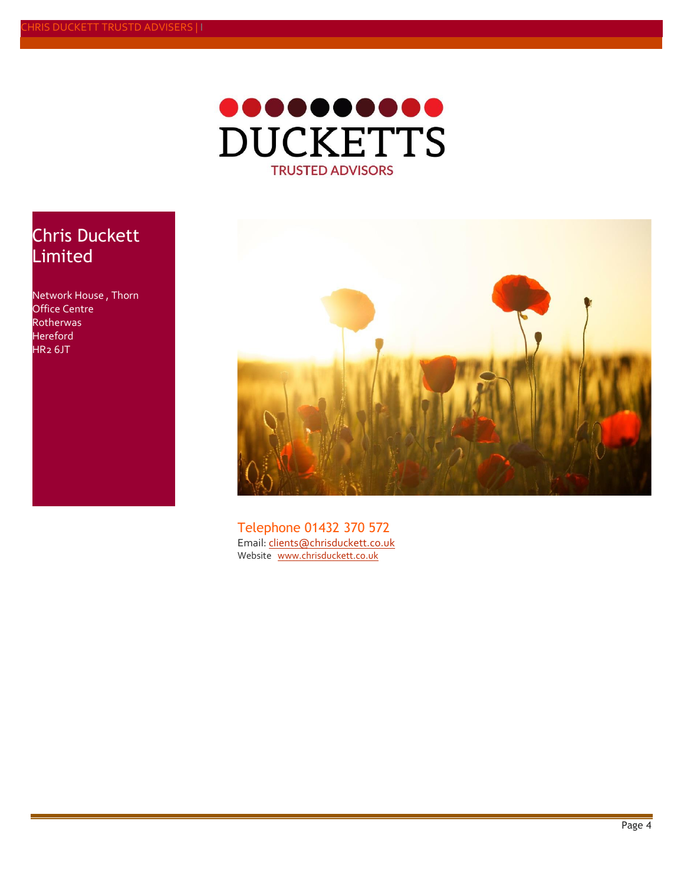DUCKETTS

TRUSTED ADVISORS

## Chris Duckett Limited

Network House , Thorn Office Centre
Rotherwas
Hereford
HR2 6JT

Telephone 01432 370 572

Email: clients@chrisduckett.co.uk

Website www.chrisduckett.co.uk